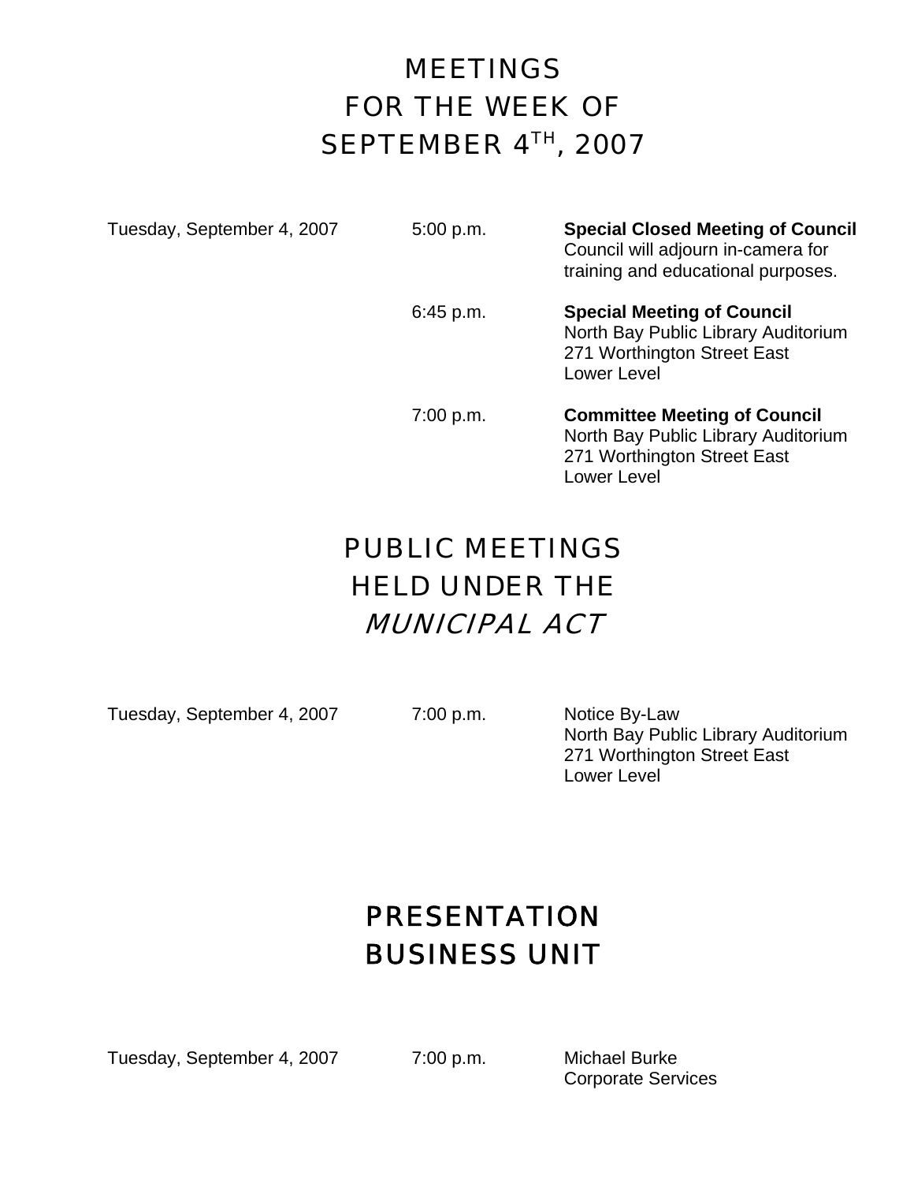# MEETINGS FOR THE WEEK OF SEPTEMBER 4TH, 2007

| | | |
|---|---|---|
| Tuesday, September 4, 2007 | 5:00 p.m. | **Special Closed Meeting of Council**<br>Council will adjourn in-camera for training and educational purposes. |
| | 6:45 p.m. | **Special Meeting of Council**<br>North Bay Public Library Auditorium<br>271 Worthington Street East<br>Lower Level |
| | 7:00 p.m. | **Committee Meeting of Council**<br>North Bay Public Library Auditorium<br>271 Worthington Street East<br>Lower Level |

# PUBLIC MEETINGS HELD UNDER THE *MUNICIPAL ACT*

| | | |
|---|---|---|
| Tuesday, September 4, 2007 | 7:00 p.m. | Notice By-Law<br>North Bay Public Library Auditorium<br>271 Worthington Street East<br>Lower Level |

# PRESENTATION BUSINESS UNIT

| | | |
|---|---|---|
| Tuesday, September 4, 2007 | 7:00 p.m. | Michael Burke<br>Corporate Services |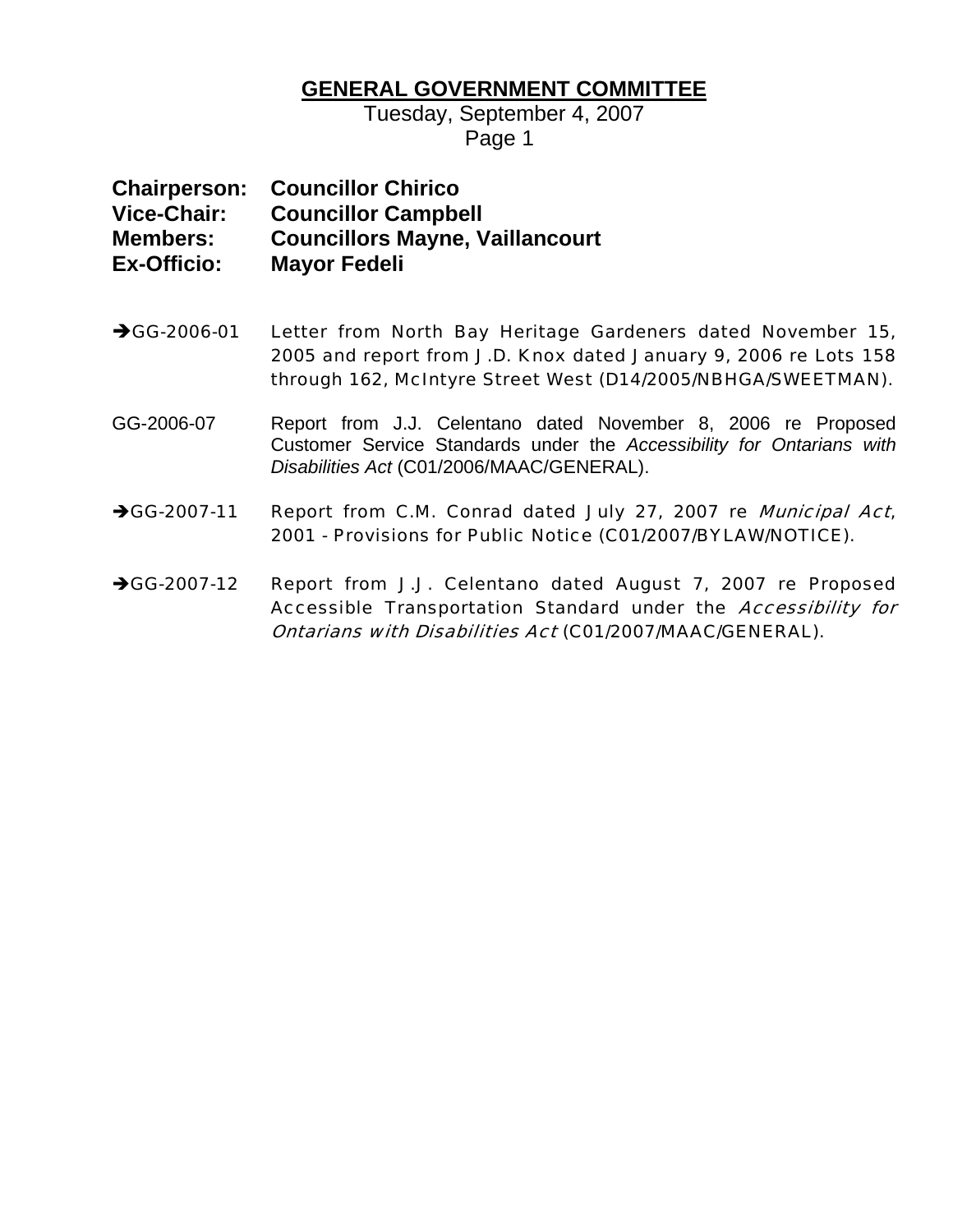# GENERAL GOVERNMENT COMMITTEE

Tuesday, September 4, 2007

**Chairperson:** **Councillor Chirico**
**Vice-Chair:** **Councillor Campbell**
**Members:** **Councillors Mayne, Vaillancourt**
**Ex-Officio:** **Mayor Fedeli**

➔GG-2006-01 Letter from North Bay Heritage Gardeners dated November 15, 2005 and report from J.D. Knox dated January 9, 2006 re Lots 158 through 162, McIntyre Street West (D14/2005/NBHGA/SWEETMAN).

GG-2006-07 Report from J.J. Celentano dated November 8, 2006 re Proposed Customer Service Standards under the *Accessibility for Ontarians with Disabilities Act* (C01/2006/MAAC/GENERAL).

➔GG-2007-11 Report from C.M. Conrad dated July 27, 2007 re *Municipal Act*, 2001 - Provisions for Public Notice (C01/2007/BYLAW/NOTICE).

➔GG-2007-12 Report from J.J. Celentano dated August 7, 2007 re Proposed Accessible Transportation Standard under the *Accessibility for Ontarians with Disabilities Act* (C01/2007/MAAC/GENERAL).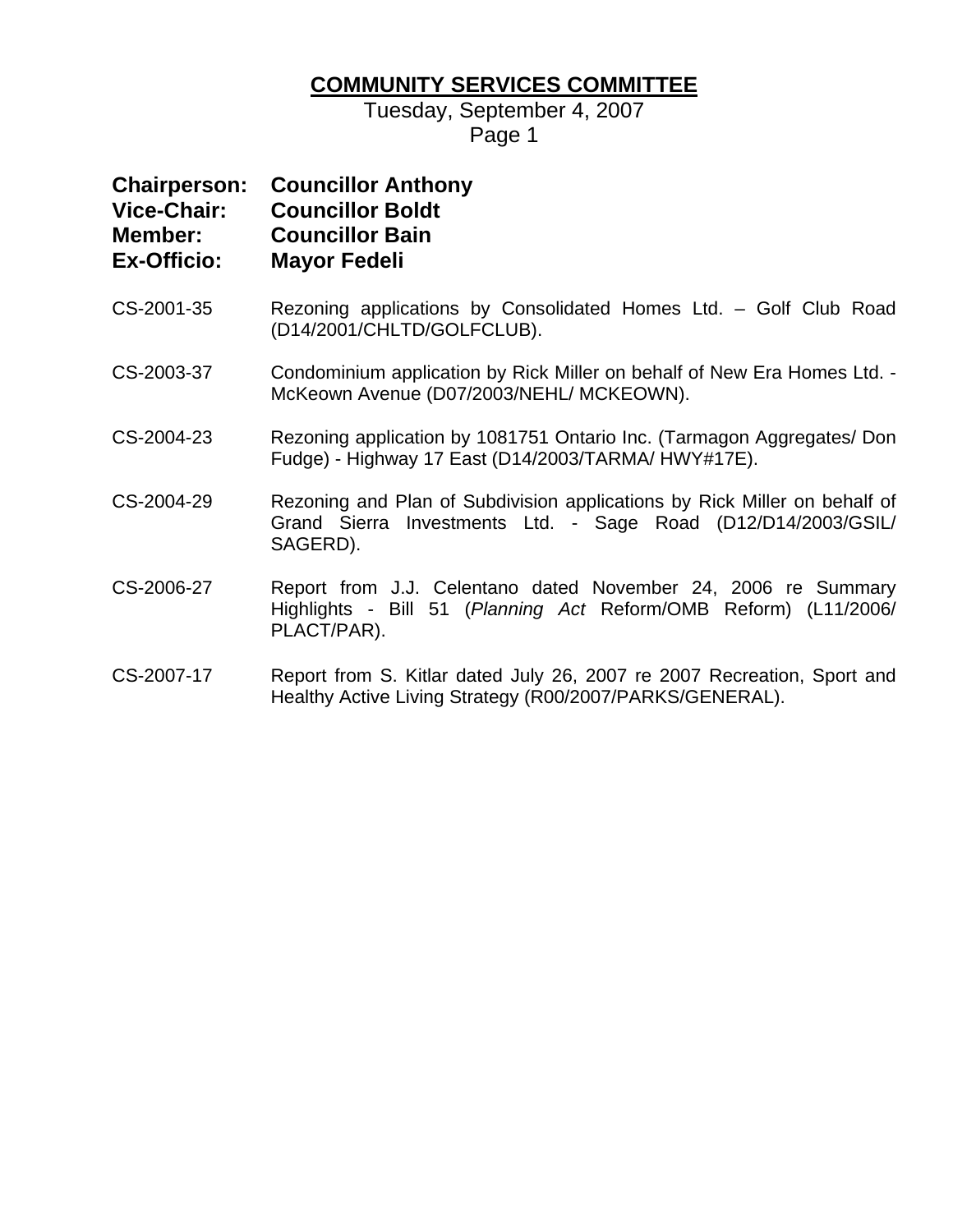# COMMUNITY SERVICES COMMITTEE

Tuesday, September 4, 2007

**Chairperson:** **Councillor Anthony**
**Vice-Chair:** **Councillor Boldt**
**Member:** **Councillor Bain**
**Ex-Officio:** **Mayor Fedeli**

CS-2001-35 Rezoning applications by Consolidated Homes Ltd. – Golf Club Road (D14/2001/CHLTD/GOLFCLUB).

CS-2003-37 Condominium application by Rick Miller on behalf of New Era Homes Ltd. - McKeown Avenue (D07/2003/NEHL/ MCKEOWN).

CS-2004-23 Rezoning application by 1081751 Ontario Inc. (Tarmagon Aggregates/ Don Fudge) - Highway 17 East (D14/2003/TARMA/ HWY#17E).

CS-2004-29 Rezoning and Plan of Subdivision applications by Rick Miller on behalf of Grand Sierra Investments Ltd. - Sage Road (D12/D14/2003/GSIL/ SAGERD).

CS-2006-27 Report from J.J. Celentano dated November 24, 2006 re Summary Highlights - Bill 51 (*Planning Act* Reform/OMB Reform) (L11/2006/ PLACT/PAR).

CS-2007-17 Report from S. Kitlar dated July 26, 2007 re 2007 Recreation, Sport and Healthy Active Living Strategy (R00/2007/PARKS/GENERAL).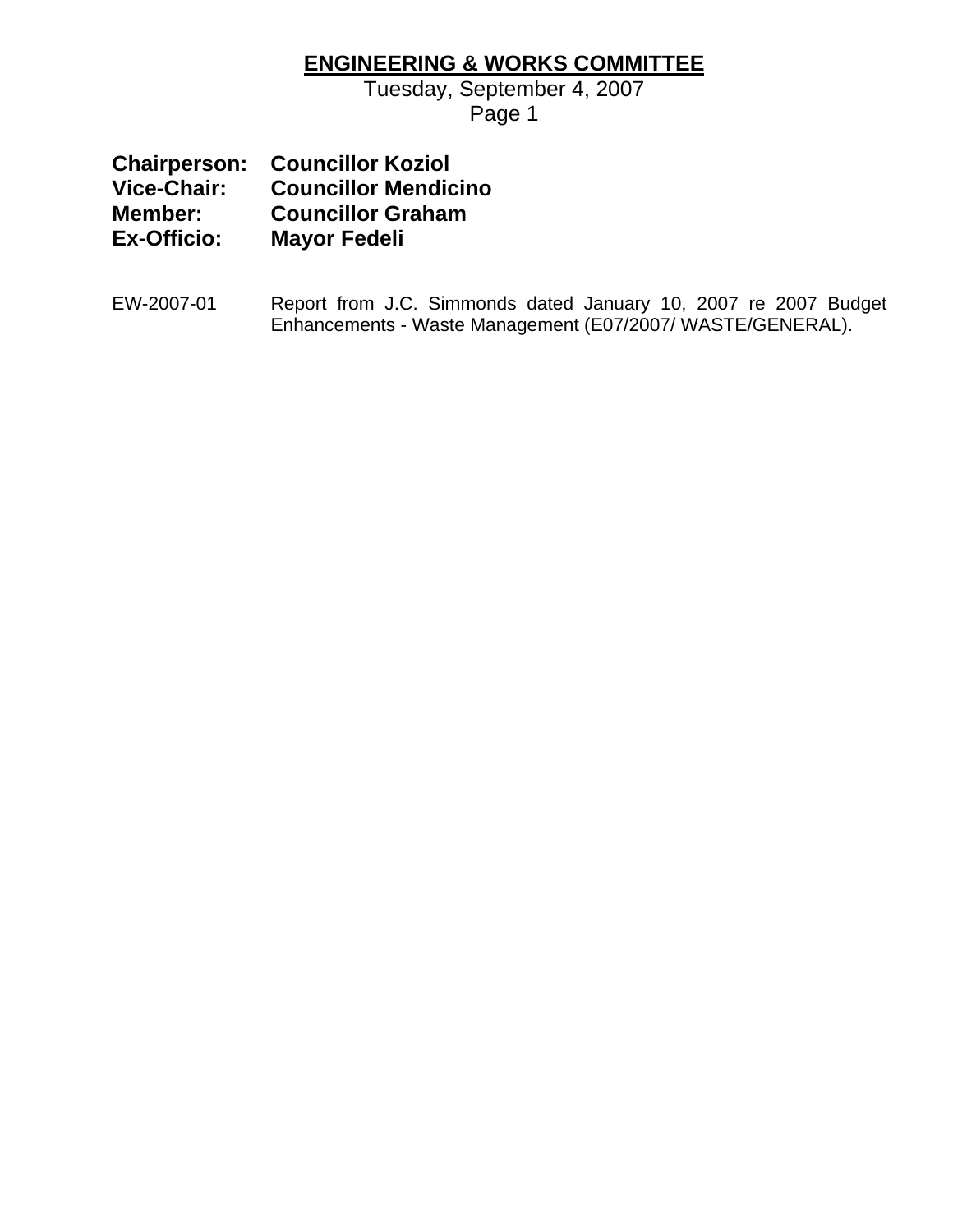# ENGINEERING & WORKS COMMITTEE

Tuesday, September 4, 2007

**Chairperson:** **Councillor Koziol**
**Vice-Chair:** **Councillor Mendicino**
**Member:** **Councillor Graham**
**Ex-Officio:** **Mayor Fedeli**

EW-2007-01 Report from J.C. Simmonds dated January 10, 2007 re 2007 Budget Enhancements - Waste Management (E07/2007/ WASTE/GENERAL).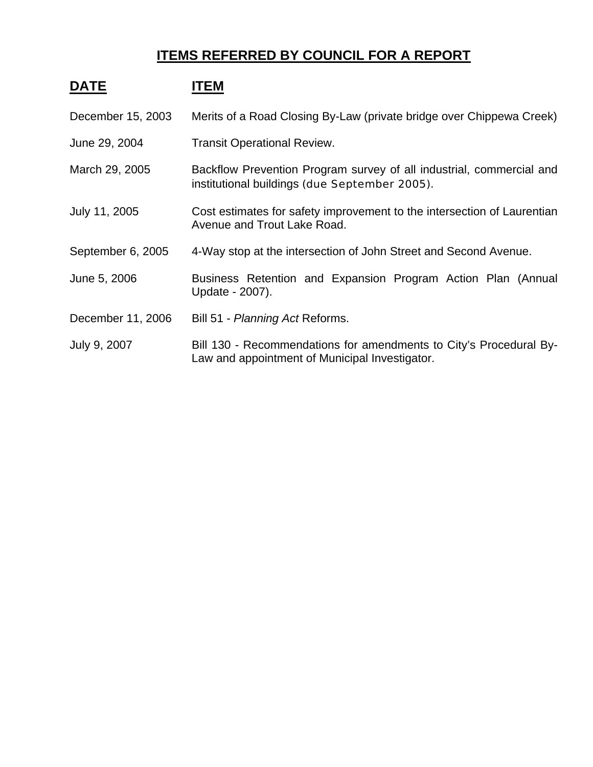# ITEMS REFERRED BY COUNCIL FOR A REPORT

| DATE | ITEM |
| --- | --- |
| December 15, 2003 | Merits of a Road Closing By-Law (private bridge over Chippewa Creek) |
| June 29, 2004 | Transit Operational Review. |
| March 29, 2005 | Backflow Prevention Program survey of all industrial, commercial and institutional buildings (due September 2005). |
| July 11, 2005 | Cost estimates for safety improvement to the intersection of Laurentian Avenue and Trout Lake Road. |
| September 6, 2005 | 4-Way stop at the intersection of John Street and Second Avenue. |
| June 5, 2006 | Business Retention and Expansion Program Action Plan (Annual Update - 2007). |
| December 11, 2006 | Bill 51 - *Planning Act* Reforms. |
| July 9, 2007 | Bill 130 - Recommendations for amendments to City's Procedural By-Law and appointment of Municipal Investigator. |